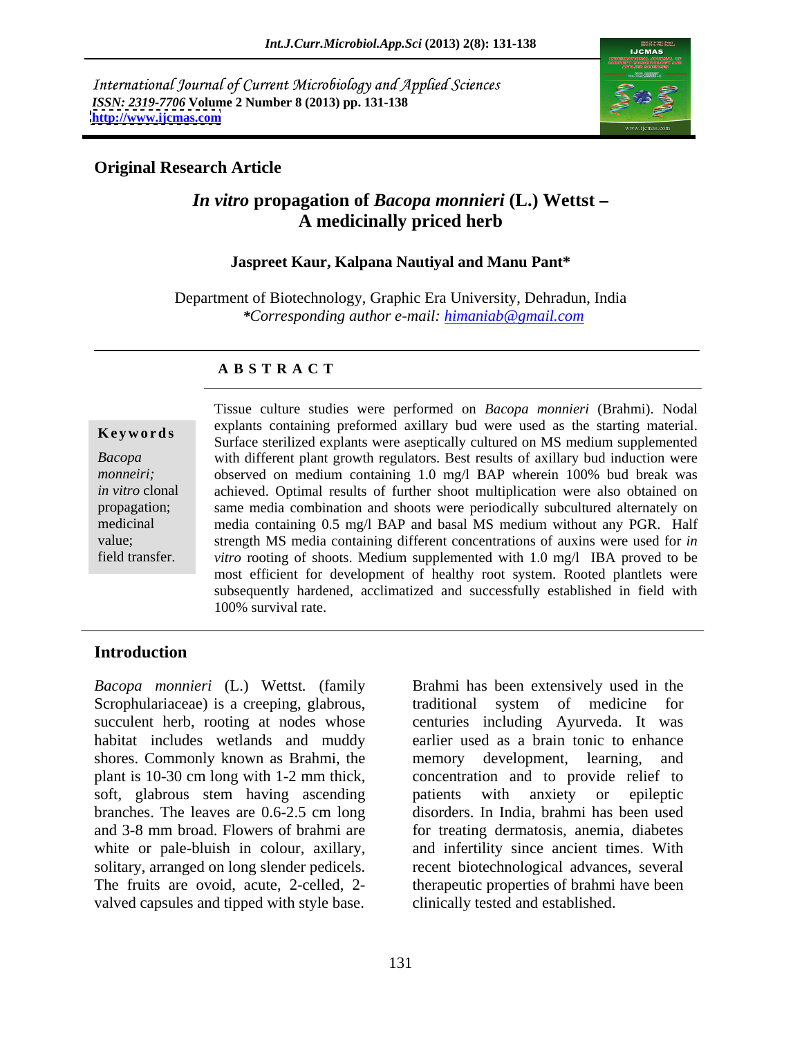International Journal of Current Microbiology and Applied Sciences
*ISSN: 2319-7706* **Volume 2 Number 8 (2013) pp. 131-138**
**http://www.ijcmas.com**

**Original Research Article**

# *In vitro* propagation of *Bacopa monnieri* (L.) Wettst – A medicinally priced herb

**Jaspreet Kaur, Kalpana Nautiyal and Manu Pant***

Department of Biotechnology, Graphic Era University, Dehradun, India
**Corresponding author e-mail: himaniab@gmail.com*

## A B S T R A C T

**Keywords**

*Bacopa monneiri; in vitro* clonal propagation; medicinal value; field transfer.

Tissue culture studies were performed on *Bacopa monnieri* (Brahmi). Nodal explants containing preformed axillary bud were used as the starting material. Surface sterilized explants were aseptically cultured on MS medium supplemented with different plant growth regulators. Best results of axillary bud induction were observed on medium containing 1.0 mg/l BAP wherein 100% bud break was achieved. Optimal results of further shoot multiplication were also obtained on same media combination and shoots were periodically subcultured alternately on media containing 0.5 mg/l BAP and basal MS medium without any PGR. Half strength MS media containing different concentrations of auxins were used for *in vitro* rooting of shoots. Medium supplemented with 1.0 mg/l IBA proved to be most efficient for development of healthy root system. Rooted plantlets were subsequently hardened, acclimatized and successfully established in field with 100% survival rate.

## Introduction

*Bacopa monnieri* (L.) Wettst. (family Scrophulariaceae) is a creeping, glabrous, succulent herb, rooting at nodes whose habitat includes wetlands and muddy shores. Commonly known as Brahmi, the plant is 10-30 cm long with 1-2 mm thick, soft, glabrous stem having ascending branches. The leaves are 0.6-2.5 cm long and 3-8 mm broad. Flowers of brahmi are white or pale-bluish in colour, axillary, solitary, arranged on long slender pedicels. The fruits are ovoid, acute, 2-celled, 2-valved capsules and tipped with style base.

Brahmi has been extensively used in the traditional system of medicine for centuries including Ayurveda. It was earlier used as a brain tonic to enhance memory development, learning, and concentration and to provide relief to patients with anxiety or epileptic disorders. In India, brahmi has been used for treating dermatosis, anemia, diabetes and infertility since ancient times. With recent biotechnological advances, several therapeutic properties of brahmi have been clinically tested and established.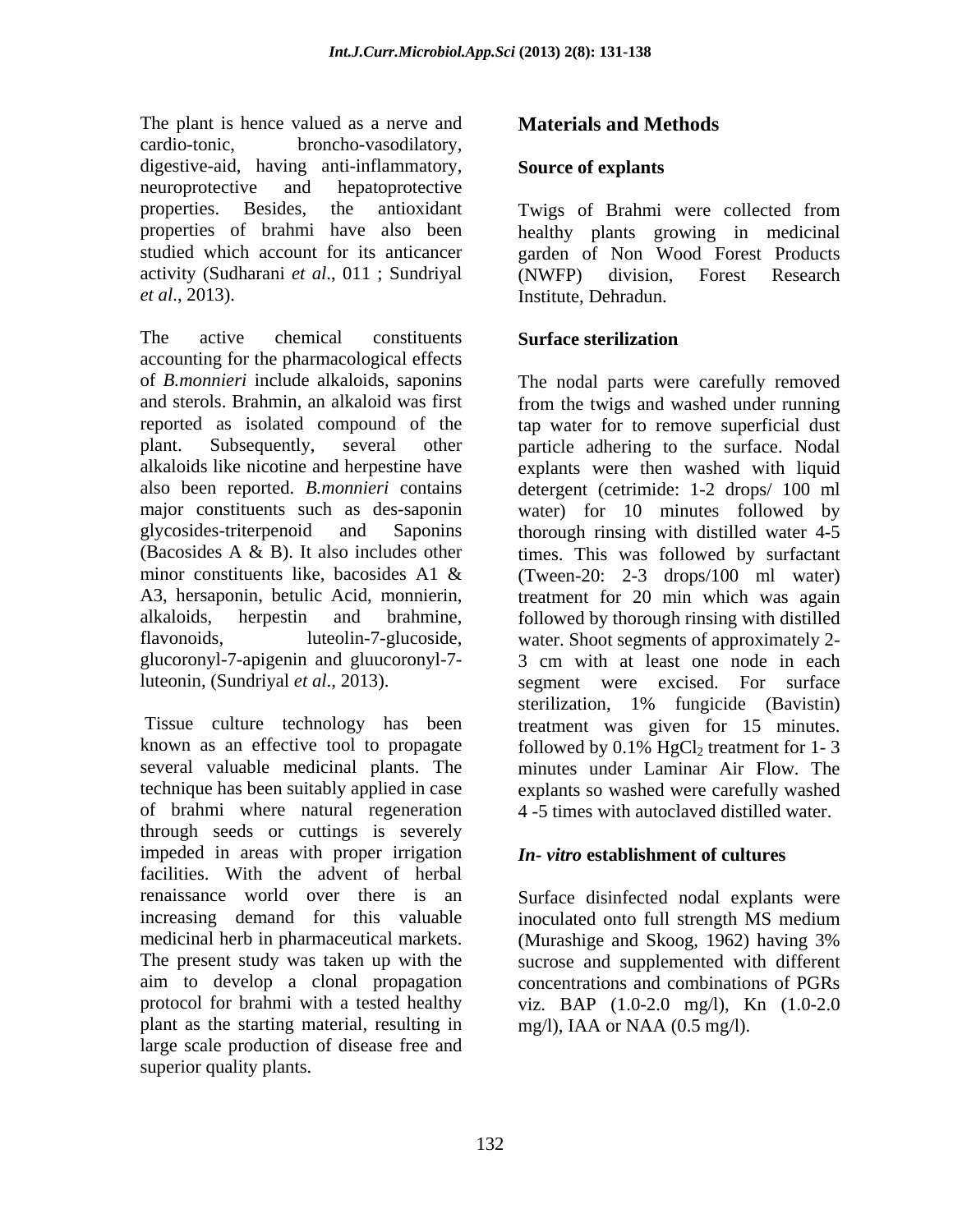The plant is hence valued as a nerve and cardio-tonic, broncho-vasodilatory, digestive-aid, having anti-inflammatory, neuroprotective and hepatoprotective properties. Besides, the antioxidant properties of brahmi have also been studied which account for its anticancer activity (Sudharani *et al*., 011 ; Sundriyal *et al*., 2013).

The active chemical constituents accounting for the pharmacological effects of *B.monnieri* include alkaloids, saponins and sterols. Brahmin, an alkaloid was first reported as isolated compound of the plant. Subsequently, several other alkaloids like nicotine and herpestine have also been reported. *B.monnieri* contains major constituents such as des-saponin glycosides-triterpenoid and Saponins (Bacosides A & B). It also includes other minor constituents like, bacosides A1 & A3, hersaponin, betulic Acid, monnierin, alkaloids, herpestin and brahmine, flavonoids, luteolin-7-glucoside, glucoronyl-7-apigenin and gluucoronyl-7-luteonin, (Sundriyal *et al*., 2013).

Tissue culture technology has been known as an effective tool to propagate several valuable medicinal plants. The technique has been suitably applied in case of brahmi where natural regeneration through seeds or cuttings is severely impeded in areas with proper irrigation facilities. With the advent of herbal renaissance world over there is an increasing demand for this valuable medicinal herb in pharmaceutical markets. The present study was taken up with the aim to develop a clonal propagation protocol for brahmi with a tested healthy plant as the starting material, resulting in large scale production of disease free and superior quality plants.

## Materials and Methods

### Source of explants

Twigs of Brahmi were collected from healthy plants growing in medicinal garden of Non Wood Forest Products (NWFP) division, Forest Research Institute, Dehradun.

### Surface sterilization

The nodal parts were carefully removed from the twigs and washed under running tap water for to remove superficial dust particle adhering to the surface. Nodal explants were then washed with liquid detergent (cetrimide: 1-2 drops/ 100 ml water) for 10 minutes followed by thorough rinsing with distilled water 4-5 times. This was followed by surfactant (Tween-20: 2-3 drops/100 ml water) treatment for 20 min which was again followed by thorough rinsing with distilled water. Shoot segments of approximately 2-3 cm with at least one node in each segment were excised. For surface sterilization, 1% fungicide (Bavistin) treatment was given for 15 minutes. followed by 0.1% $HgCl_2$ treatment for 1- 3 minutes under Laminar Air Flow. The explants so washed were carefully washed 4 -5 times with autoclaved distilled water.

### *In- vitro* establishment of cultures

Surface disinfected nodal explants were inoculated onto full strength MS medium (Murashige and Skoog, 1962) having 3% sucrose and supplemented with different concentrations and combinations of PGRs viz. BAP (1.0-2.0 mg/l), Kn (1.0-2.0 mg/l), IAA or NAA (0.5 mg/l).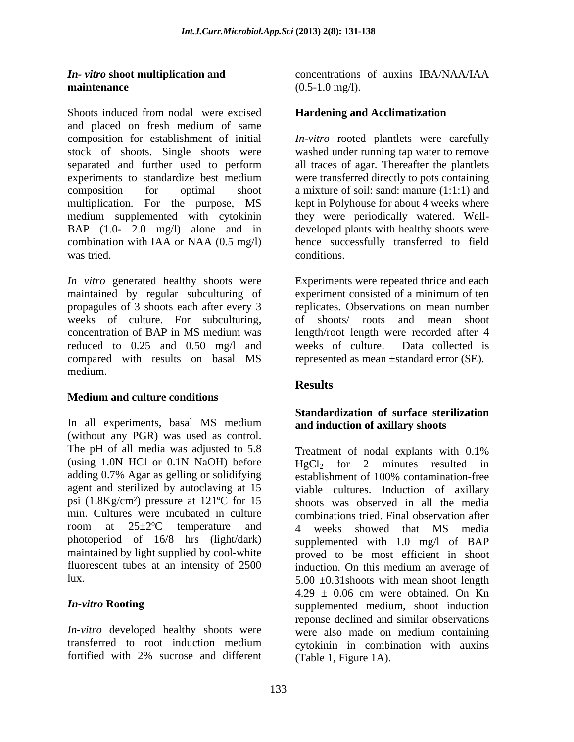### *In- vitro* shoot multiplication and maintenance

Shoots induced from nodal were excised and placed on fresh medium of same composition for establishment of initial stock of shoots. Single shoots were separated and further used to perform experiments to standardize best medium composition for optimal shoot multiplication. For the purpose, MS medium supplemented with cytokinin BAP (1.0- 2.0 mg/l) alone and in combination with IAA or NAA (0.5 mg/l) was tried.

*In vitro* generated healthy shoots were maintained by regular subculturing of propagules of 3 shoots each after every 3 weeks of culture. For subculturing, concentration of BAP in MS medium was reduced to 0.25 and 0.50 mg/l and compared with results on basal MS medium.

### Medium and culture conditions

In all experiments, basal MS medium (without any PGR) was used as control. The pH of all media was adjusted to 5.8 (using 1.0N HCl or 0.1N NaOH) before adding 0.7% Agar as gelling or solidifying agent and sterilized by autoclaving at 15 psi (1.8Kg/cm²) pressure at 121ºC for 15 min. Cultures were incubated in culture room at 25±2ºC temperature and photoperiod of 16/8 hrs (light/dark) maintained by light supplied by cool-white fluorescent tubes at an intensity of 2500 lux.

### *In-vitro* Rooting

*In-vitro* developed healthy shoots were transferred to root induction medium fortified with 2% sucrose and different concentrations of auxins IBA/NAA/IAA (0.5-1.0 mg/l).

### Hardening and Acclimatization

*In-vitro* rooted plantlets were carefully washed under running tap water to remove all traces of agar. Thereafter the plantlets were transferred directly to pots containing a mixture of soil: sand: manure (1:1:1) and kept in Polyhouse for about 4 weeks where they were periodically watered. Well-developed plants with healthy shoots were hence successfully transferred to field conditions.

Experiments were repeated thrice and each experiment consisted of a minimum of ten replicates. Observations on mean number of shoots/ roots and mean shoot length/root length were recorded after 4 weeks of culture. Data collected is represented as mean ±standard error (SE).

## Results

### Standardization of surface sterilization and induction of axillary shoots

Treatment of nodal explants with 0.1% $HgCl_2$ for 2 minutes resulted in establishment of 100% contamination-free viable cultures. Induction of axillary shoots was observed in all the media combinations tried. Final observation after 4 weeks showed that MS media supplemented with 1.0 mg/l of BAP proved to be most efficient in shoot induction. On this medium an average of 5.00 ±0.31shoots with mean shoot length 4.29 ± 0.06 cm were obtained. On Kn supplemented medium, shoot induction reponse declined and similar observations were also made on medium containing cytokinin in combination with auxins (Table 1, Figure 1A).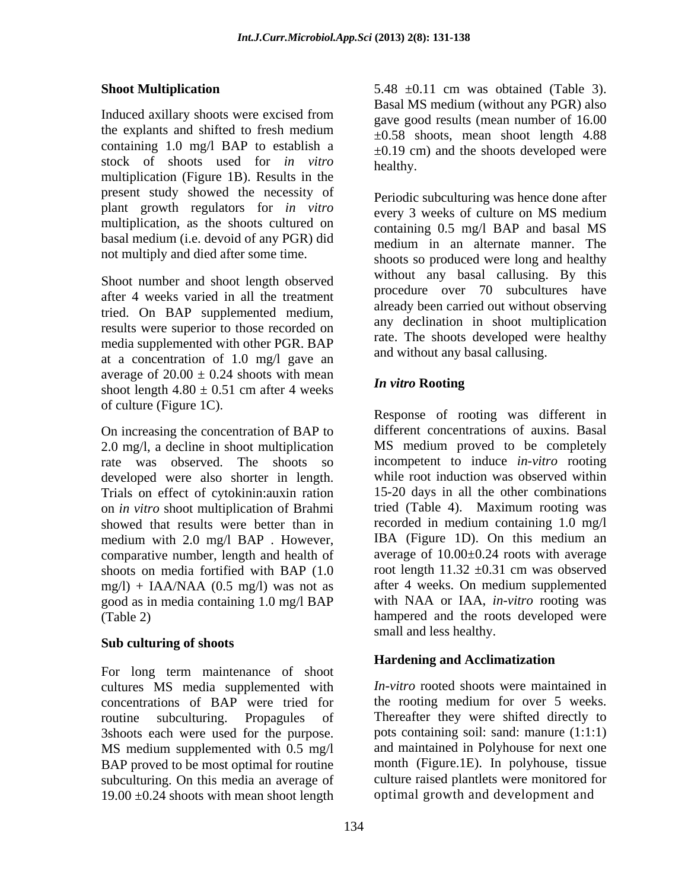### Shoot Multiplication

Induced axillary shoots were excised from the explants and shifted to fresh medium containing 1.0 mg/l BAP to establish a stock of shoots used for *in vitro* multiplication (Figure 1B). Results in the present study showed the necessity of plant growth regulators for *in vitro* multiplication, as the shoots cultured on basal medium (i.e. devoid of any PGR) did not multiply and died after some time.

Shoot number and shoot length observed after 4 weeks varied in all the treatment tried. On BAP supplemented medium, results were superior to those recorded on media supplemented with other PGR. BAP at a concentration of 1.0 mg/l gave an average of $20.00 \pm 0.24$ shoots with mean shoot length $4.80 \pm 0.51$ cm after 4 weeks of culture (Figure 1C).

On increasing the concentration of BAP to 2.0 mg/l, a decline in shoot multiplication rate was observed. The shoots so developed were also shorter in length. Trials on effect of cytokinin:auxin ration on *in vitro* shoot multiplication of Brahmi showed that results were better than in medium with 2.0 mg/l BAP . However, comparative number, length and health of shoots on media fortified with BAP (1.0 mg/l) + IAA/NAA (0.5 mg/l) was not as good as in media containing 1.0 mg/l BAP (Table 2)

### Sub culturing of shoots

For long term maintenance of shoot cultures MS media supplemented with concentrations of BAP were tried for routine subculturing. Propagules of 3shoots each were used for the purpose. MS medium supplemented with 0.5 mg/l BAP proved to be most optimal for routine subculturing. On this media an average of $19.00 \pm 0.24$ shoots with mean shoot length $5.48 \pm 0.11$ cm was obtained (Table 3). Basal MS medium (without any PGR) also gave good results (mean number of 16.00 $\pm 0.58$ shoots, mean shoot length 4.88 $\pm 0.19$ cm) and the shoots developed were healthy.

Periodic subculturing was hence done after every 3 weeks of culture on MS medium containing 0.5 mg/l BAP and basal MS medium in an alternate manner. The shoots so produced were long and healthy without any basal callusing. By this procedure over 70 subcultures have already been carried out without observing any declination in shoot multiplication rate. The shoots developed were healthy and without any basal callusing.

### *In vitro* Rooting

Response of rooting was different in different concentrations of auxins. Basal MS medium proved to be completely incompetent to induce *in-vitro* rooting while root induction was observed within 15-20 days in all the other combinations tried (Table 4). Maximum rooting was recorded in medium containing 1.0 mg/l IBA (Figure 1D). On this medium an average of $10.00 \pm 0.24$ roots with average root length $11.32 \pm 0.31$ cm was observed after 4 weeks. On medium supplemented with NAA or IAA, *in-vitro* rooting was hampered and the roots developed were small and less healthy.

### Hardening and Acclimatization

*In-vitro* rooted shoots were maintained in the rooting medium for over 5 weeks. Thereafter they were shifted directly to pots containing soil: sand: manure (1:1:1) and maintained in Polyhouse for next one month (Figure.1E). In polyhouse, tissue culture raised plantlets were monitored for optimal growth and development and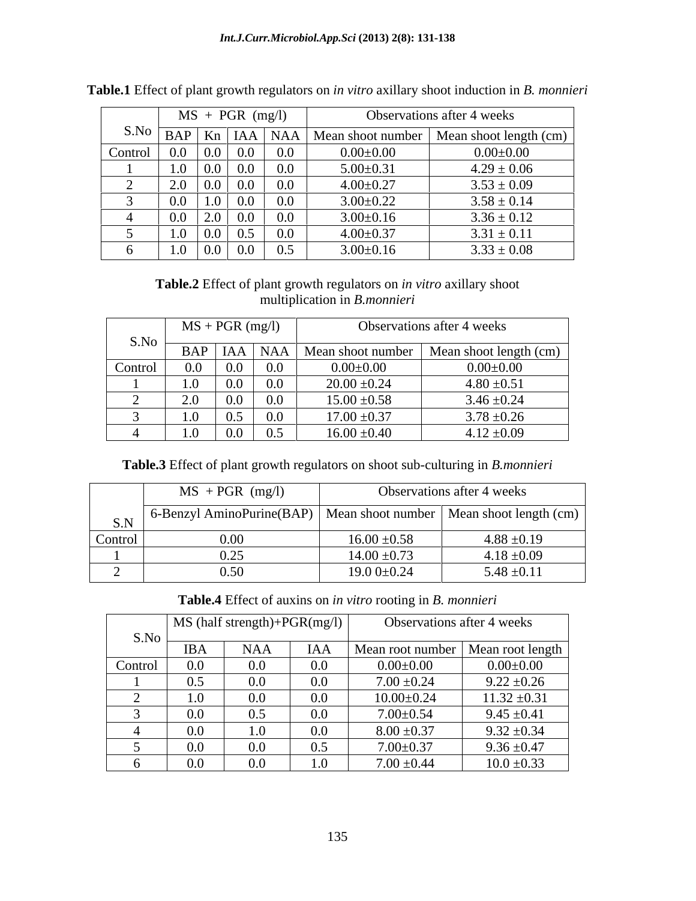**Table.1** Effect of plant growth regulators on *in vitro* axillary shoot induction in *B. monnieri*

| S.No | MS + PGR (mg/l) | | | | Observations after 4 weeks | |
|---|---|---|---|---|---|---|
| | BAP | Kn | IAA | NAA | Mean shoot number | Mean shoot length (cm) |
| Control | 0.0 | 0.0 | 0.0 | 0.0 | 0.00±0.00 | 0.00±0.00 |
| 1 | 1.0 | 0.0 | 0.0 | 0.0 | 5.00±0.31 | 4.29 ± 0.06 |
| 2 | 2.0 | 0.0 | 0.0 | 0.0 | 4.00±0.27 | 3.53 ± 0.09 |
| 3 | 0.0 | 1.0 | 0.0 | 0.0 | 3.00±0.22 | 3.58 ± 0.14 |
| 4 | 0.0 | 2.0 | 0.0 | 0.0 | 3.00±0.16 | 3.36 ± 0.12 |
| 5 | 1.0 | 0.0 | 0.5 | 0.0 | 4.00±0.37 | 3.31 ± 0.11 |
| 6 | 1.0 | 0.0 | 0.0 | 0.5 | 3.00±0.16 | 3.33 ± 0.08 |

**Table.2** Effect of plant growth regulators on *in vitro* axillary shoot multiplication in *B.monnieri*

| S.No | MS + PGR (mg/l) | | | Observations after 4 weeks | |
|---|---|---|---|---|---|
| | BAP | IAA | NAA | Mean shoot number | Mean shoot length (cm) |
| Control | 0.0 | 0.0 | 0.0 | 0.00±0.00 | 0.00±0.00 |
| 1 | 1.0 | 0.0 | 0.0 | 20.00 ±0.24 | 4.80 ±0.51 |
| 2 | 2.0 | 0.0 | 0.0 | 15.00 ±0.58 | 3.46 ±0.24 |
| 3 | 1.0 | 0.5 | 0.0 | 17.00 ±0.37 | 3.78 ±0.26 |
| 4 | 1.0 | 0.0 | 0.5 | 16.00 ±0.40 | 4.12 ±0.09 |

**Table.3** Effect of plant growth regulators on shoot sub-culturing in *B.monnieri*

| S.N | MS + PGR (mg/l) | Observations after 4 weeks | |
|---|---|---|---|
| | 6-Benzyl AminoPurine(BAP) | Mean shoot number | Mean shoot length (cm) |
| Control | 0.00 | 16.00 ±0.58 | 4.88 ±0.19 |
| 1 | 0.25 | 14.00 ±0.73 | 4.18 ±0.09 |
| 2 | 0.50 | 19.0 0±0.24 | 5.48 ±0.11 |

**Table.4** Effect of auxins on *in vitro* rooting in *B. monnieri*

| S.No | MS (half strength)+PGR(mg/l) | | | Observations after 4 weeks | |
|---|---|---|---|---|---|
| | IBA | NAA | IAA | Mean root number | Mean root length |
| Control | 0.0 | 0.0 | 0.0 | 0.00±0.00 | 0.00±0.00 |
| 1 | 0.5 | 0.0 | 0.0 | 7.00 ±0.24 | 9.22 ±0.26 |
| 2 | 1.0 | 0.0 | 0.0 | 10.00±0.24 | 11.32 ±0.31 |
| 3 | 0.0 | 0.5 | 0.0 | 7.00±0.54 | 9.45 ±0.41 |
| 4 | 0.0 | 1.0 | 0.0 | 8.00 ±0.37 | 9.32 ±0.34 |
| 5 | 0.0 | 0.0 | 0.5 | 7.00±0.37 | 9.36 ±0.47 |
| 6 | 0.0 | 0.0 | 1.0 | 7.00 ±0.44 | 10.0 ±0.33 |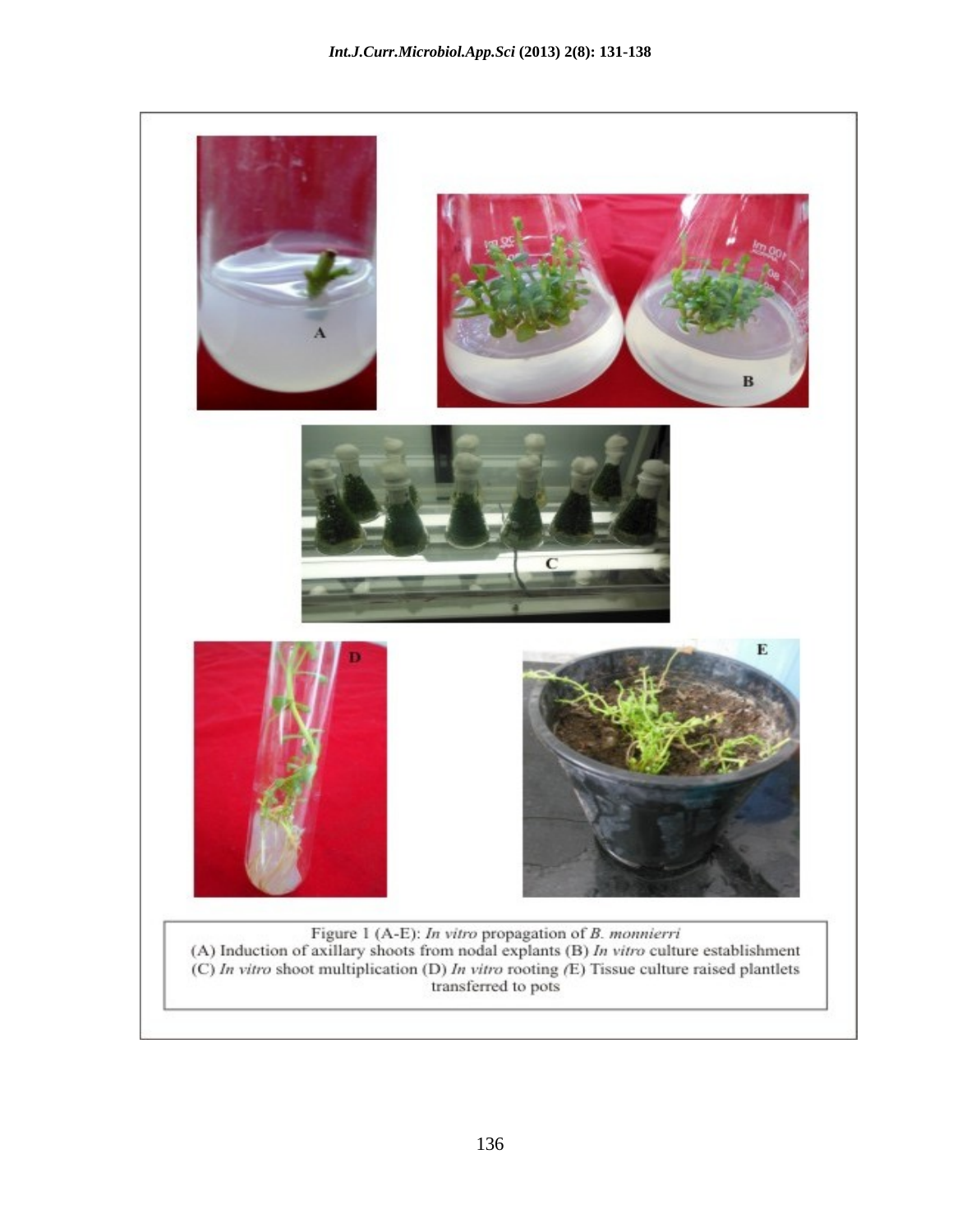Figure 1 (A-E): *In vitro* propagation of *B. monnierri*
(A) Induction of axillary shoots from nodal explants (B) *In vitro* culture establishment (C) *In vitro* shoot multiplication (D) *In vitro* rooting (E) Tissue culture raised plantlets transferred to pots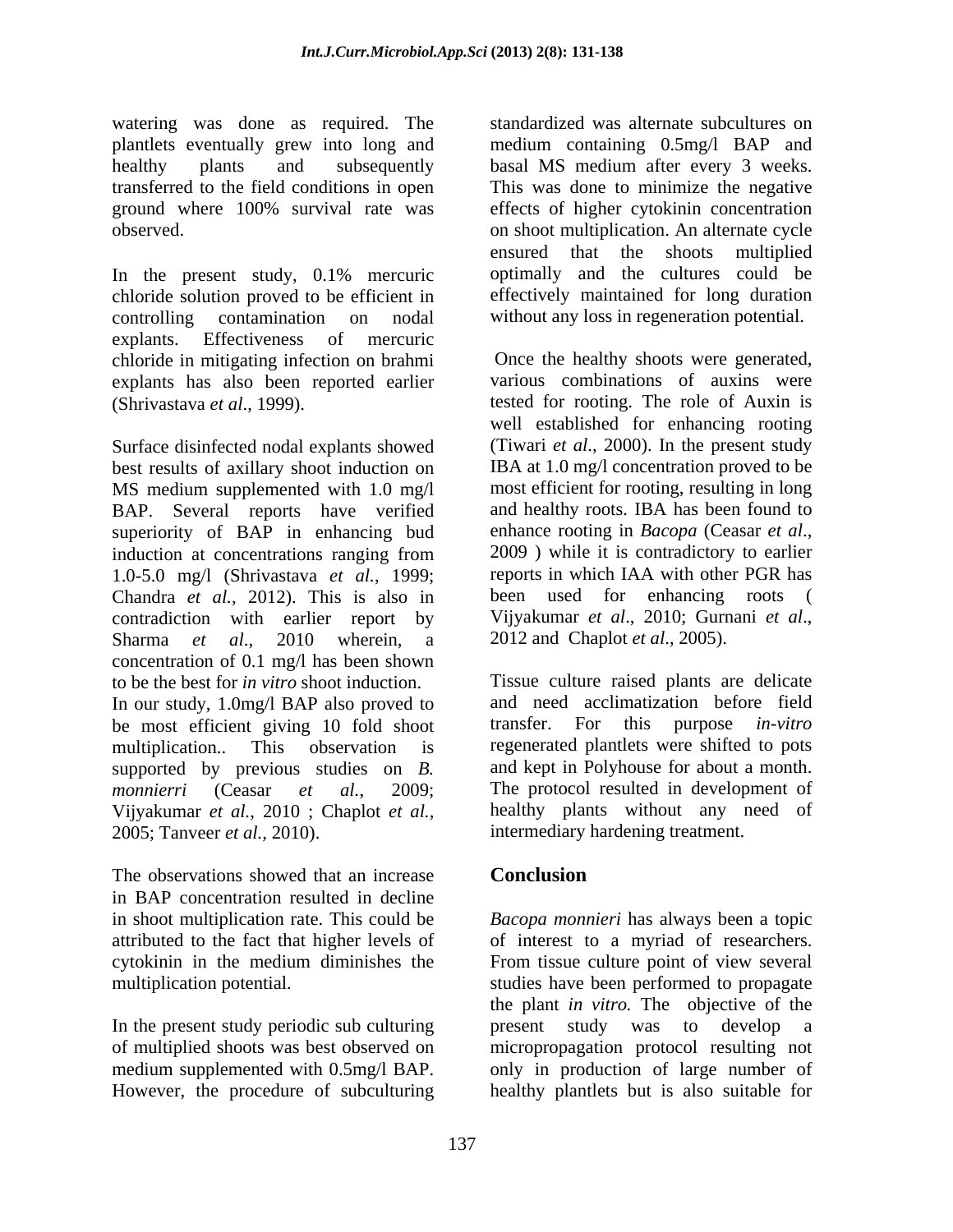watering was done as required. The plantlets eventually grew into long and healthy plants and subsequently transferred to the field conditions in open ground where 100% survival rate was observed.

In the present study, 0.1% mercuric chloride solution proved to be efficient in controlling contamination on nodal explants. Effectiveness of mercuric chloride in mitigating infection on brahmi explants has also been reported earlier (Shrivastava *et al*., 1999).

Surface disinfected nodal explants showed best results of axillary shoot induction on MS medium supplemented with 1.0 mg/l BAP. Several reports have verified superiority of BAP in enhancing bud induction at concentrations ranging from 1.0-5.0 mg/l (Shrivastava *et al.*, 1999; Chandra *et al.,* 2012). This is also in contradiction with earlier report by Sharma *et al*., 2010 wherein, a concentration of 0.1 mg/l has been shown to be the best for *in vitro* shoot induction. In our study, 1.0mg/l BAP also proved to be most efficient giving 10 fold shoot multiplication.. This observation is supported by previous studies on *B. monnierri* (Ceasar *et al.*, 2009; Vijyakumar *et al.*, 2010 ; Chaplot *et al.*, 2005; Tanveer *et al.,* 2010).

The observations showed that an increase in BAP concentration resulted in decline in shoot multiplication rate. This could be attributed to the fact that higher levels of cytokinin in the medium diminishes the multiplication potential.

In the present study periodic sub culturing of multiplied shoots was best observed on medium supplemented with 0.5mg/l BAP. However, the procedure of subculturing standardized was alternate subcultures on medium containing 0.5mg/l BAP and basal MS medium after every 3 weeks. This was done to minimize the negative effects of higher cytokinin concentration on shoot multiplication. An alternate cycle ensured that the shoots multiplied optimally and the cultures could be effectively maintained for long duration without any loss in regeneration potential.

Once the healthy shoots were generated, various combinations of auxins were tested for rooting. The role of Auxin is well established for enhancing rooting (Tiwari *et al*., 2000). In the present study IBA at 1.0 mg/l concentration proved to be most efficient for rooting, resulting in long and healthy roots. IBA has been found to enhance rooting in *Bacopa* (Ceasar *et al*., 2009 ) while it is contradictory to earlier reports in which IAA with other PGR has been used for enhancing roots ( Vijyakumar *et al*., 2010; Gurnani *et al*., 2012 and Chaplot *et al*., 2005).

Tissue culture raised plants are delicate and need acclimatization before field transfer. For this purpose *in-vitro* regenerated plantlets were shifted to pots and kept in Polyhouse for about a month. The protocol resulted in development of healthy plants without any need of intermediary hardening treatment.

## Conclusion

*Bacopa monnieri* has always been a topic of interest to a myriad of researchers. From tissue culture point of view several studies have been performed to propagate the plant *in vitro.* The objective of the present study was to develop a micropropagation protocol resulting not only in production of large number of healthy plantlets but is also suitable for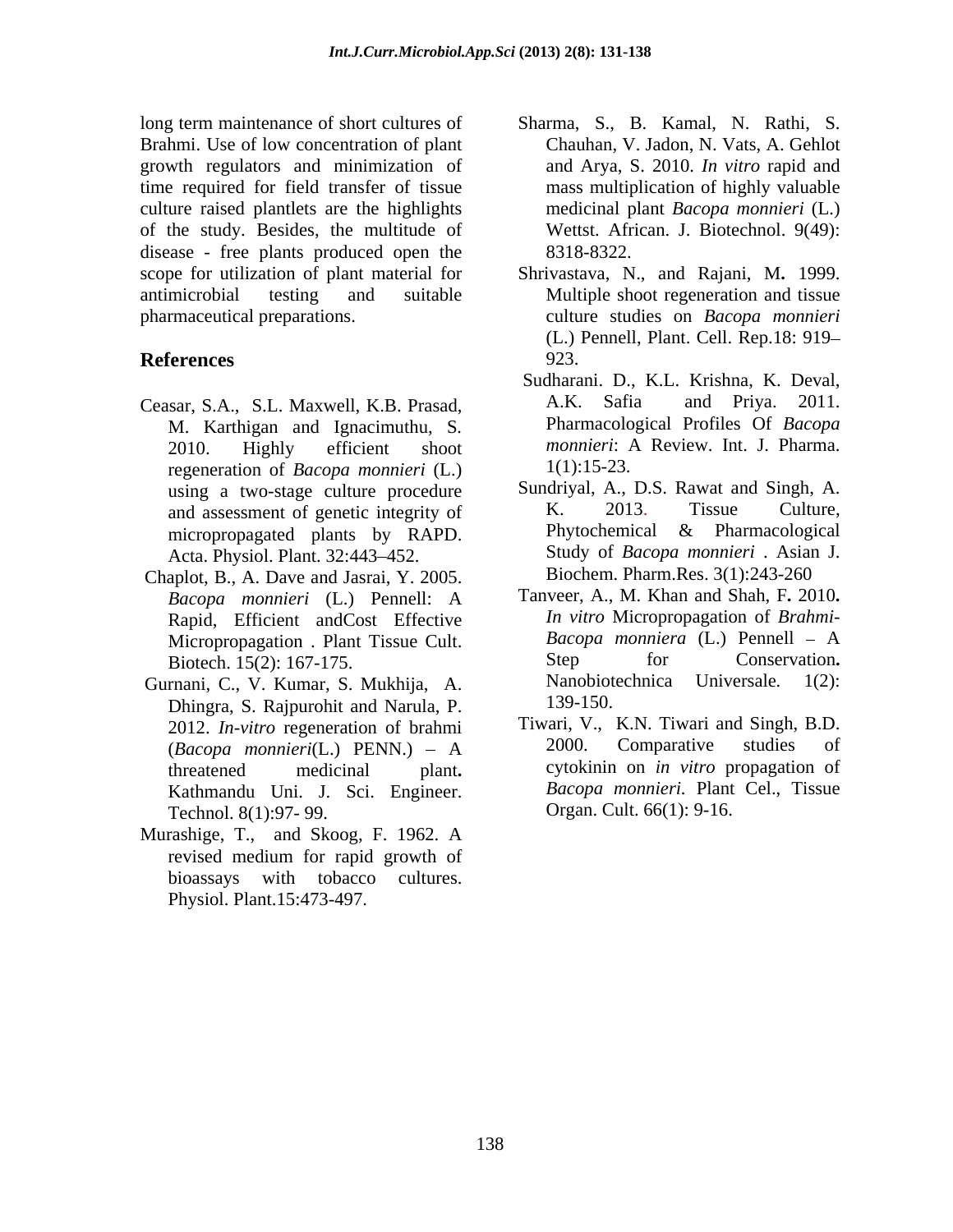long term maintenance of short cultures of Brahmi. Use of low concentration of plant growth regulators and minimization of time required for field transfer of tissue culture raised plantlets are the highlights of the study. Besides, the multitude of disease - free plants produced open the scope for utilization of plant material for antimicrobial testing and suitable pharmaceutical preparations.

## References

Ceasar, S.A., S.L. Maxwell, K.B. Prasad, M. Karthigan and Ignacimuthu, S. 2010. Highly efficient shoot regeneration of *Bacopa monnieri* (L.) using a two-stage culture procedure and assessment of genetic integrity of micropropagated plants by RAPD. Acta. Physiol. Plant. 32:443–452.

Chaplot, B., A. Dave and Jasrai, Y. 2005. *Bacopa monnieri* (L.) Pennell: A Rapid, Efficient andCost Effective Micropropagation . Plant Tissue Cult. Biotech. 15(2): 167-175.

Gurnani, C., V. Kumar, S. Mukhija, A. Dhingra, S. Rajpurohit and Narula, P. 2012. *In-vitro* regeneration of brahmi (*Bacopa monnieri*(L.) PENN.) – A threatened medicinal plant**.** Kathmandu Uni. J. Sci. Engineer. Technol. 8(1):97- 99.

Murashige, T., and Skoog, F. 1962. A revised medium for rapid growth of bioassays with tobacco cultures. Physiol. Plant.15:473-497.

Sharma, S., B. Kamal, N. Rathi, S. Chauhan, V. Jadon, N. Vats, A. Gehlot and Arya, S. 2010. *In vitro* rapid and mass multiplication of highly valuable medicinal plant *Bacopa monnieri* (L.) Wettst. African. J. Biotechnol. 9(49): 8318-8322.

Shrivastava, N., and Rajani, M**.** 1999. Multiple shoot regeneration and tissue culture studies on *Bacopa monnieri* (L.) Pennell, Plant. Cell. Rep.18: 919–923.

Sudharani. D., K.L. Krishna, K. Deval, A.K. Safia and Priya. 2011. Pharmacological Profiles Of *Bacopa monnieri*: A Review. Int. J. Pharma. 1(1):15-23.

Sundriyal, A., D.S. Rawat and Singh, A. K. 2013. Tissue Culture, Phytochemical & Pharmacological Study of *Bacopa monnieri* . Asian J. Biochem. Pharm.Res. 3(1):243-260

Tanveer, A., M. Khan and Shah, F**.** 2010**.** *In vitro* Micropropagation of *Brahmi-Bacopa monniera* (L.) Pennell – A Step for Conservation**.** Nanobiotechnica Universale. 1(2): 139-150.

Tiwari, V., K.N. Tiwari and Singh, B.D. 2000. Comparative studies of cytokinin on *in vitro* propagation of *Bacopa monnieri.* Plant Cel., Tissue Organ. Cult. 66(1): 9-16.